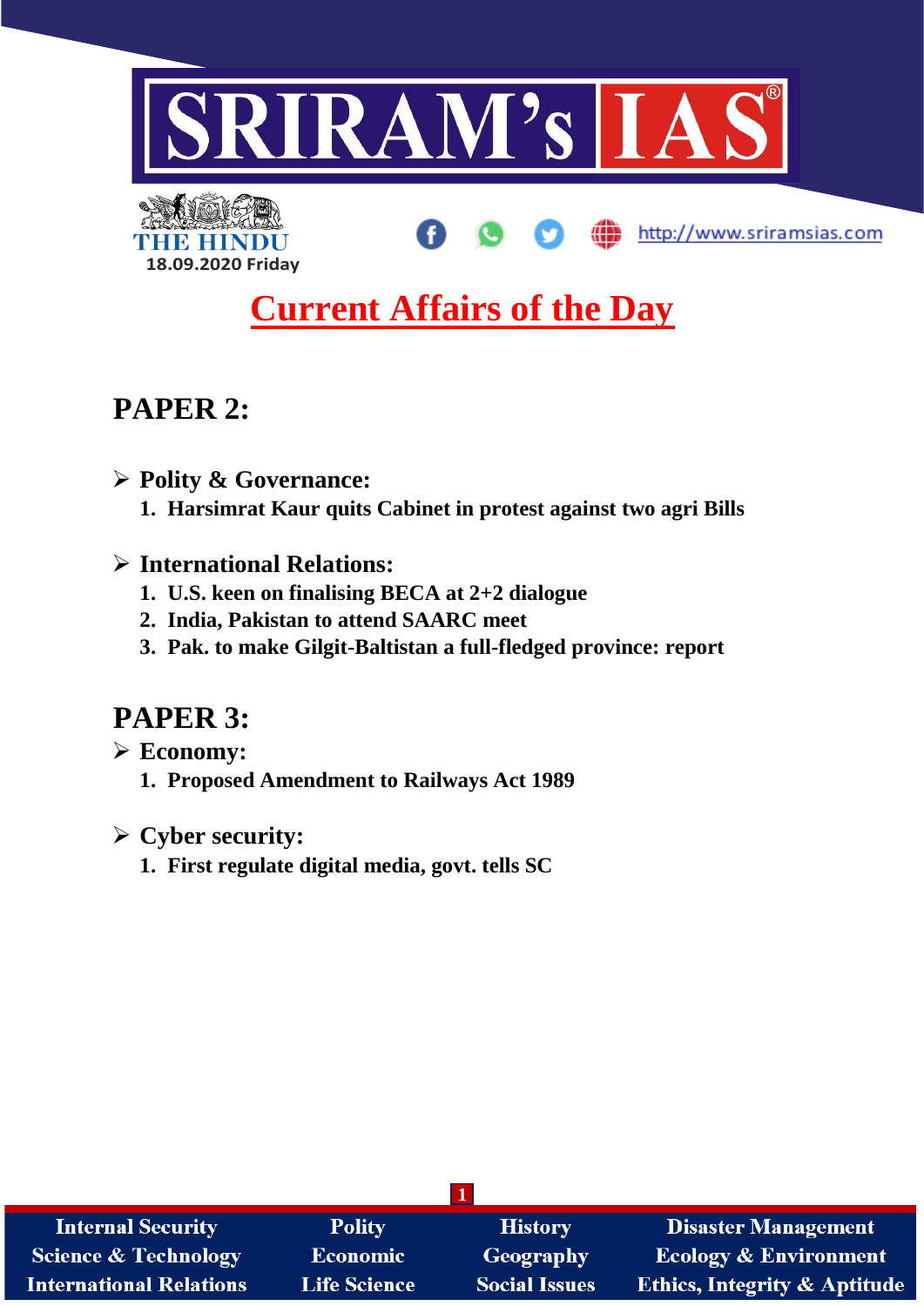SRIRAM's IAS

THE HINDU
18.09.2020 Friday

http://www.sriramsias.com

# Current Affairs of the Day

## PAPER 2:

- **Polity & Governance:**
  1. **Harsimrat Kaur quits Cabinet in protest against two agri Bills**

- **International Relations:**
  1. **U.S. keen on finalising BECA at 2+2 dialogue**
  2. **India, Pakistan to attend SAARC meet**
  3. **Pak. to make Gilgit-Baltistan a full-fledged province: report**

## PAPER 3:

- **Economy:**
  1. **Proposed Amendment to Railways Act 1989**

- **Cyber security:**
  1. **First regulate digital media, govt. tells SC**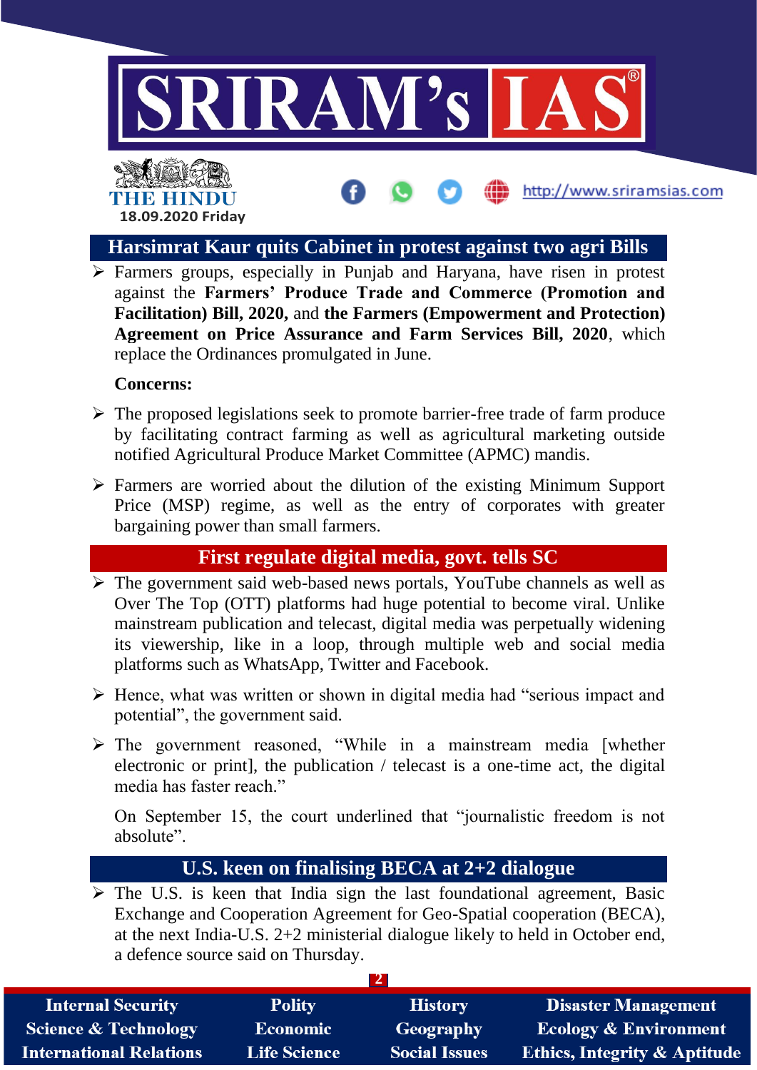## Harsimrat Kaur quits Cabinet in protest against two agri Bills

- Farmers groups, especially in Punjab and Haryana, have risen in protest against the **Farmers' Produce Trade and Commerce (Promotion and Facilitation) Bill, 2020,** and **the Farmers (Empowerment and Protection) Agreement on Price Assurance and Farm Services Bill, 2020**, which replace the Ordinances promulgated in June.

**Concerns:**

- The proposed legislations seek to promote barrier-free trade of farm produce by facilitating contract farming as well as agricultural marketing outside notified Agricultural Produce Market Committee (APMC) mandis.
- Farmers are worried about the dilution of the existing Minimum Support Price (MSP) regime, as well as the entry of corporates with greater bargaining power than small farmers.

## First regulate digital media, govt. tells SC

- The government said web-based news portals, YouTube channels as well as Over The Top (OTT) platforms had huge potential to become viral. Unlike mainstream publication and telecast, digital media was perpetually widening its viewership, like in a loop, through multiple web and social media platforms such as WhatsApp, Twitter and Facebook.
- Hence, what was written or shown in digital media had "serious impact and potential", the government said.
- The government reasoned, "While in a mainstream media [whether electronic or print], the publication / telecast is a one-time act, the digital media has faster reach."

On September 15, the court underlined that "journalistic freedom is not absolute".

## U.S. keen on finalising BECA at 2+2 dialogue

- The U.S. is keen that India sign the last foundational agreement, Basic Exchange and Cooperation Agreement for Geo-Spatial cooperation (BECA), at the next India-U.S. 2+2 ministerial dialogue likely to held in October end, a defence source said on Thursday.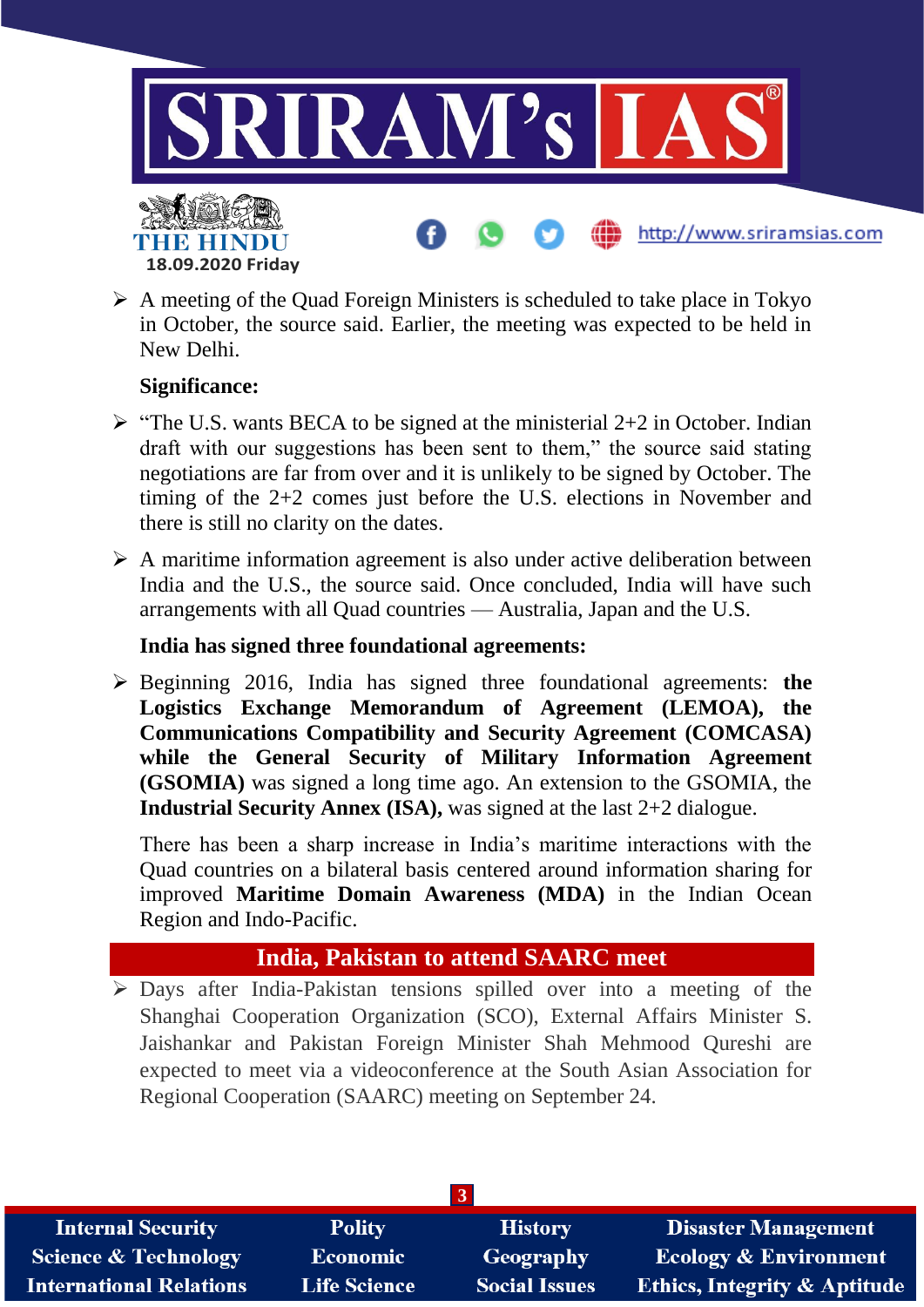- A meeting of the Quad Foreign Ministers is scheduled to take place in Tokyo in October, the source said. Earlier, the meeting was expected to be held in New Delhi.

**Significance:**

- "The U.S. wants BECA to be signed at the ministerial 2+2 in October. Indian draft with our suggestions has been sent to them," the source said stating negotiations are far from over and it is unlikely to be signed by October. The timing of the 2+2 comes just before the U.S. elections in November and there is still no clarity on the dates.
- A maritime information agreement is also under active deliberation between India and the U.S., the source said. Once concluded, India will have such arrangements with all Quad countries — Australia, Japan and the U.S.

**India has signed three foundational agreements:**

- Beginning 2016, India has signed three foundational agreements: **the Logistics Exchange Memorandum of Agreement (LEMOA), the Communications Compatibility and Security Agreement (COMCASA) while the General Security of Military Information Agreement (GSOMIA)** was signed a long time ago. An extension to the GSOMIA, the **Industrial Security Annex (ISA),** was signed at the last 2+2 dialogue.

There has been a sharp increase in India's maritime interactions with the Quad countries on a bilateral basis centered around information sharing for improved **Maritime Domain Awareness (MDA)** in the Indian Ocean Region and Indo-Pacific.

## India, Pakistan to attend SAARC meet

- Days after India-Pakistan tensions spilled over into a meeting of the Shanghai Cooperation Organization (SCO), External Affairs Minister S. Jaishankar and Pakistan Foreign Minister Shah Mehmood Qureshi are expected to meet via a videoconference at the South Asian Association for Regional Cooperation (SAARC) meeting on September 24.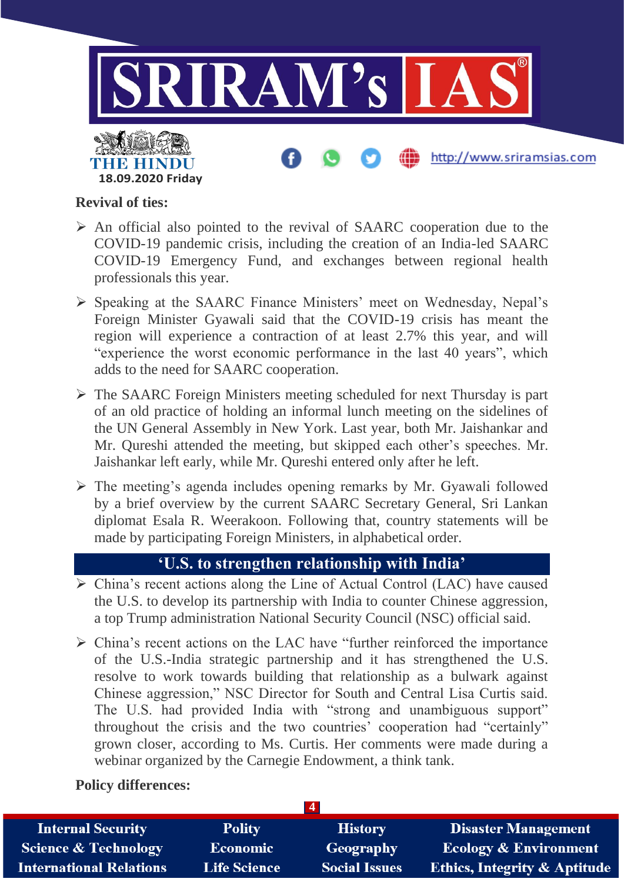**Revival of ties:**

- An official also pointed to the revival of SAARC cooperation due to the COVID-19 pandemic crisis, including the creation of an India-led SAARC COVID-19 Emergency Fund, and exchanges between regional health professionals this year.
- Speaking at the SAARC Finance Ministers' meet on Wednesday, Nepal's Foreign Minister Gyawali said that the COVID-19 crisis has meant the region will experience a contraction of at least 2.7% this year, and will "experience the worst economic performance in the last 40 years", which adds to the need for SAARC cooperation.
- The SAARC Foreign Ministers meeting scheduled for next Thursday is part of an old practice of holding an informal lunch meeting on the sidelines of the UN General Assembly in New York. Last year, both Mr. Jaishankar and Mr. Qureshi attended the meeting, but skipped each other's speeches. Mr. Jaishankar left early, while Mr. Qureshi entered only after he left.
- The meeting's agenda includes opening remarks by Mr. Gyawali followed by a brief overview by the current SAARC Secretary General, Sri Lankan diplomat Esala R. Weerakoon. Following that, country statements will be made by participating Foreign Ministers, in alphabetical order.

## 'U.S. to strengthen relationship with India'

- China's recent actions along the Line of Actual Control (LAC) have caused the U.S. to develop its partnership with India to counter Chinese aggression, a top Trump administration National Security Council (NSC) official said.
- China's recent actions on the LAC have "further reinforced the importance of the U.S.-India strategic partnership and it has strengthened the U.S. resolve to work towards building that relationship as a bulwark against Chinese aggression," NSC Director for South and Central Lisa Curtis said. The U.S. had provided India with "strong and unambiguous support" throughout the crisis and the two countries' cooperation had "certainly" grown closer, according to Ms. Curtis. Her comments were made during a webinar organized by the Carnegie Endowment, a think tank.

**Policy differences:**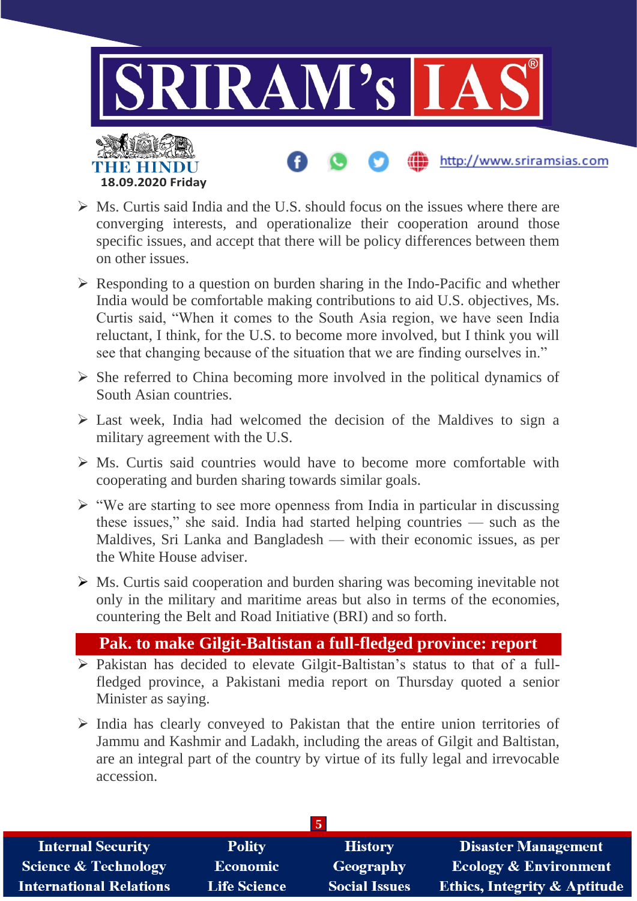- Ms. Curtis said India and the U.S. should focus on the issues where there are converging interests, and operationalize their cooperation around those specific issues, and accept that there will be policy differences between them on other issues.
- Responding to a question on burden sharing in the Indo-Pacific and whether India would be comfortable making contributions to aid U.S. objectives, Ms. Curtis said, "When it comes to the South Asia region, we have seen India reluctant, I think, for the U.S. to become more involved, but I think you will see that changing because of the situation that we are finding ourselves in."
- She referred to China becoming more involved in the political dynamics of South Asian countries.
- Last week, India had welcomed the decision of the Maldives to sign a military agreement with the U.S.
- Ms. Curtis said countries would have to become more comfortable with cooperating and burden sharing towards similar goals.
- "We are starting to see more openness from India in particular in discussing these issues," she said. India had started helping countries — such as the Maldives, Sri Lanka and Bangladesh — with their economic issues, as per the White House adviser.
- Ms. Curtis said cooperation and burden sharing was becoming inevitable not only in the military and maritime areas but also in terms of the economies, countering the Belt and Road Initiative (BRI) and so forth.

## Pak. to make Gilgit-Baltistan a full-fledged province: report

- Pakistan has decided to elevate Gilgit-Baltistan's status to that of a full-fledged province, a Pakistani media report on Thursday quoted a senior Minister as saying.
- India has clearly conveyed to Pakistan that the entire union territories of Jammu and Kashmir and Ladakh, including the areas of Gilgit and Baltistan, are an integral part of the country by virtue of its fully legal and irrevocable accession.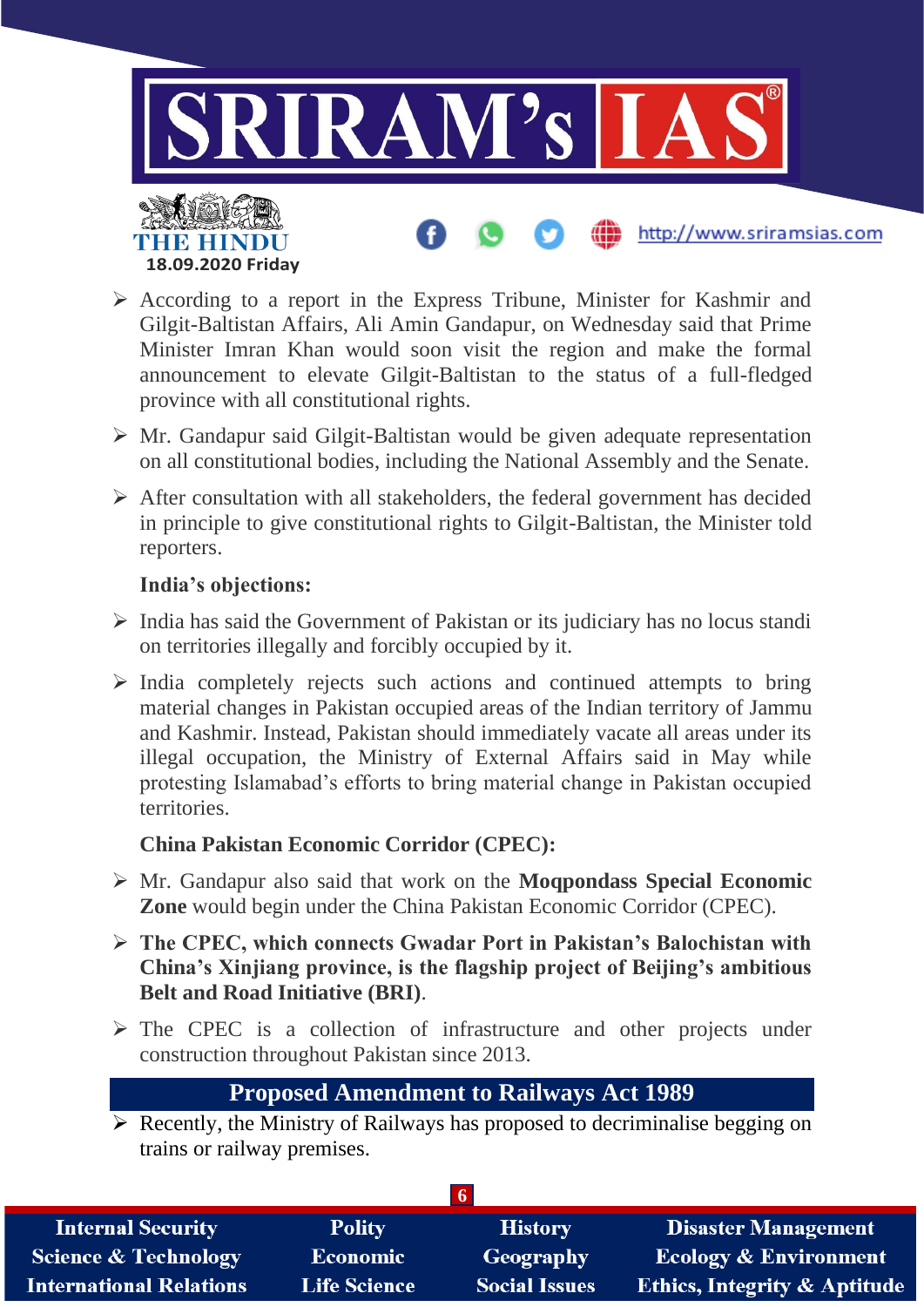- According to a report in the Express Tribune, Minister for Kashmir and Gilgit-Baltistan Affairs, Ali Amin Gandapur, on Wednesday said that Prime Minister Imran Khan would soon visit the region and make the formal announcement to elevate Gilgit-Baltistan to the status of a full-fledged province with all constitutional rights.
- Mr. Gandapur said Gilgit-Baltistan would be given adequate representation on all constitutional bodies, including the National Assembly and the Senate.
- After consultation with all stakeholders, the federal government has decided in principle to give constitutional rights to Gilgit-Baltistan, the Minister told reporters.

**India's objections:**

- India has said the Government of Pakistan or its judiciary has no locus standi on territories illegally and forcibly occupied by it.
- India completely rejects such actions and continued attempts to bring material changes in Pakistan occupied areas of the Indian territory of Jammu and Kashmir. Instead, Pakistan should immediately vacate all areas under its illegal occupation, the Ministry of External Affairs said in May while protesting Islamabad's efforts to bring material change in Pakistan occupied territories.

**China Pakistan Economic Corridor (CPEC):**

- Mr. Gandapur also said that work on the **Moqpondass Special Economic Zone** would begin under the China Pakistan Economic Corridor (CPEC).
- **The CPEC, which connects Gwadar Port in Pakistan's Balochistan with China's Xinjiang province, is the flagship project of Beijing's ambitious Belt and Road Initiative (BRI)**.
- The CPEC is a collection of infrastructure and other projects under construction throughout Pakistan since 2013.

## Proposed Amendment to Railways Act 1989

- Recently, the Ministry of Railways has proposed to decriminalise begging on trains or railway premises.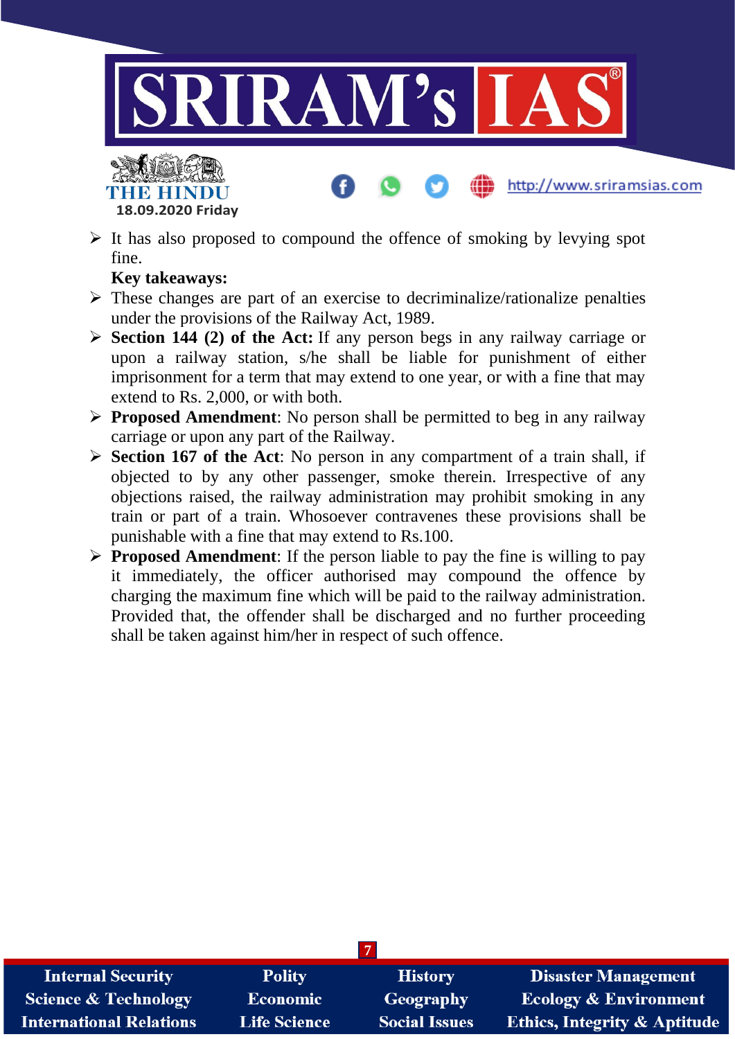- It has also proposed to compound the offence of smoking by levying spot fine.

**Key takeaways:**

- These changes are part of an exercise to decriminalize/rationalize penalties under the provisions of the Railway Act, 1989.
- **Section 144 (2) of the Act:** If any person begs in any railway carriage or upon a railway station, s/he shall be liable for punishment of either imprisonment for a term that may extend to one year, or with a fine that may extend to Rs. 2,000, or with both.
- **Proposed Amendment**: No person shall be permitted to beg in any railway carriage or upon any part of the Railway.
- **Section 167 of the Act**: No person in any compartment of a train shall, if objected to by any other passenger, smoke therein. Irrespective of any objections raised, the railway administration may prohibit smoking in any train or part of a train. Whosoever contravenes these provisions shall be punishable with a fine that may extend to Rs.100.
- **Proposed Amendment**: If the person liable to pay the fine is willing to pay it immediately, the officer authorised may compound the offence by charging the maximum fine which will be paid to the railway administration. Provided that, the offender shall be discharged and no further proceeding shall be taken against him/her in respect of such offence.